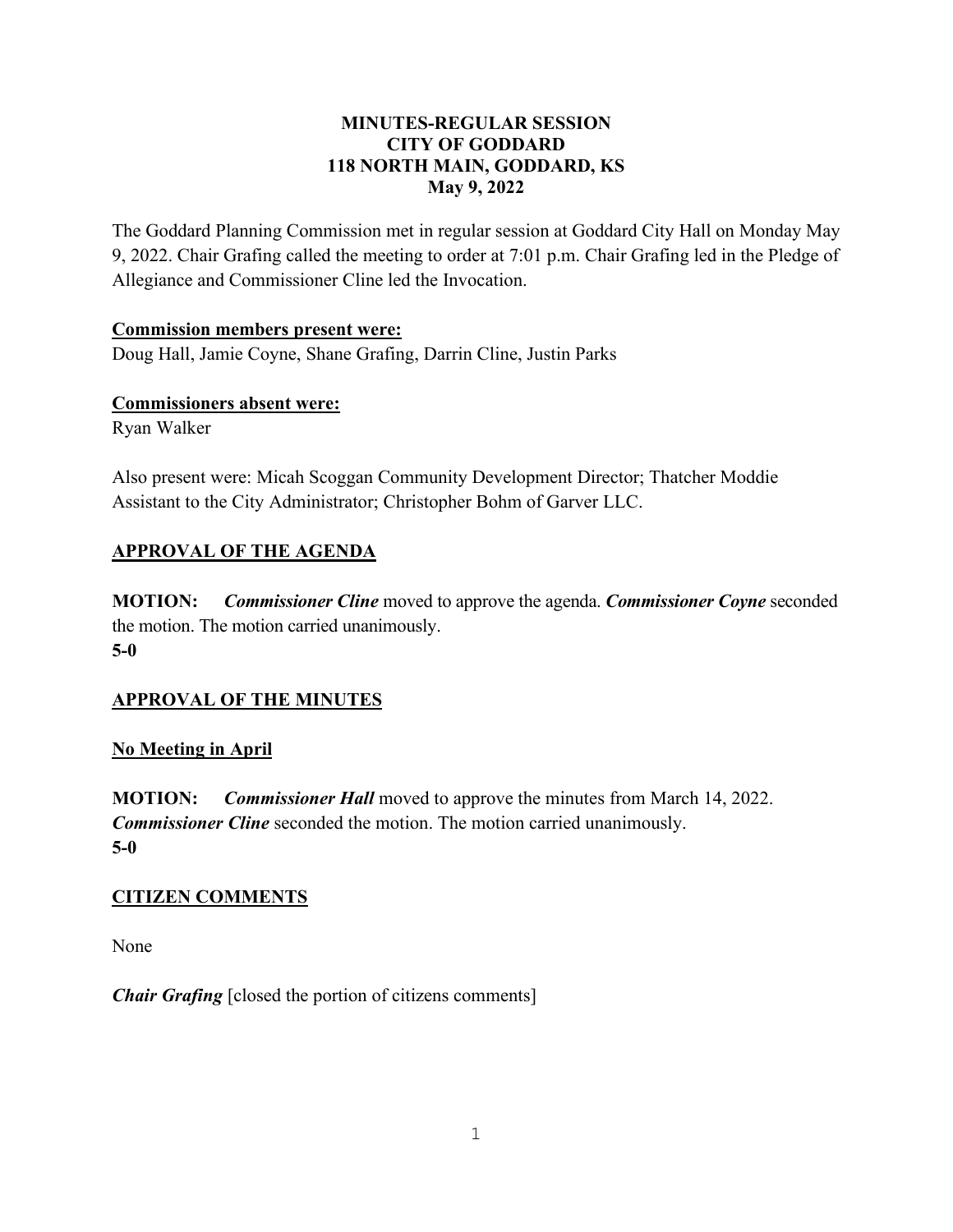**MINUTES-REGULAR SESSION**
**CITY OF GODDARD**
**118 NORTH MAIN, GODDARD, KS**
**May 9, 2022**

The Goddard Planning Commission met in regular session at Goddard City Hall on Monday May 9, 2022. Chair Grafing called the meeting to order at 7:01 p.m. Chair Grafing led in the Pledge of Allegiance and Commissioner Cline led the Invocation.

**Commission members present were:**
Doug Hall, Jamie Coyne, Shane Grafing, Darrin Cline, Justin Parks

**Commissioners absent were:**
Ryan Walker

Also present were: Micah Scoggan Community Development Director; Thatcher Moddie Assistant to the City Administrator; Christopher Bohm of Garver LLC.

## APPROVAL OF THE AGENDA

**MOTION:** ***Commissioner Cline*** moved to approve the agenda. ***Commissioner Coyne*** seconded the motion. The motion carried unanimously.
**5-0**

## APPROVAL OF THE MINUTES

**No Meeting in April**

**MOTION:** ***Commissioner Hall*** moved to approve the minutes from March 14, 2022. ***Commissioner Cline*** seconded the motion. The motion carried unanimously.
**5-0**

## CITIZEN COMMENTS

None

***Chair Grafing*** [closed the portion of citizens comments]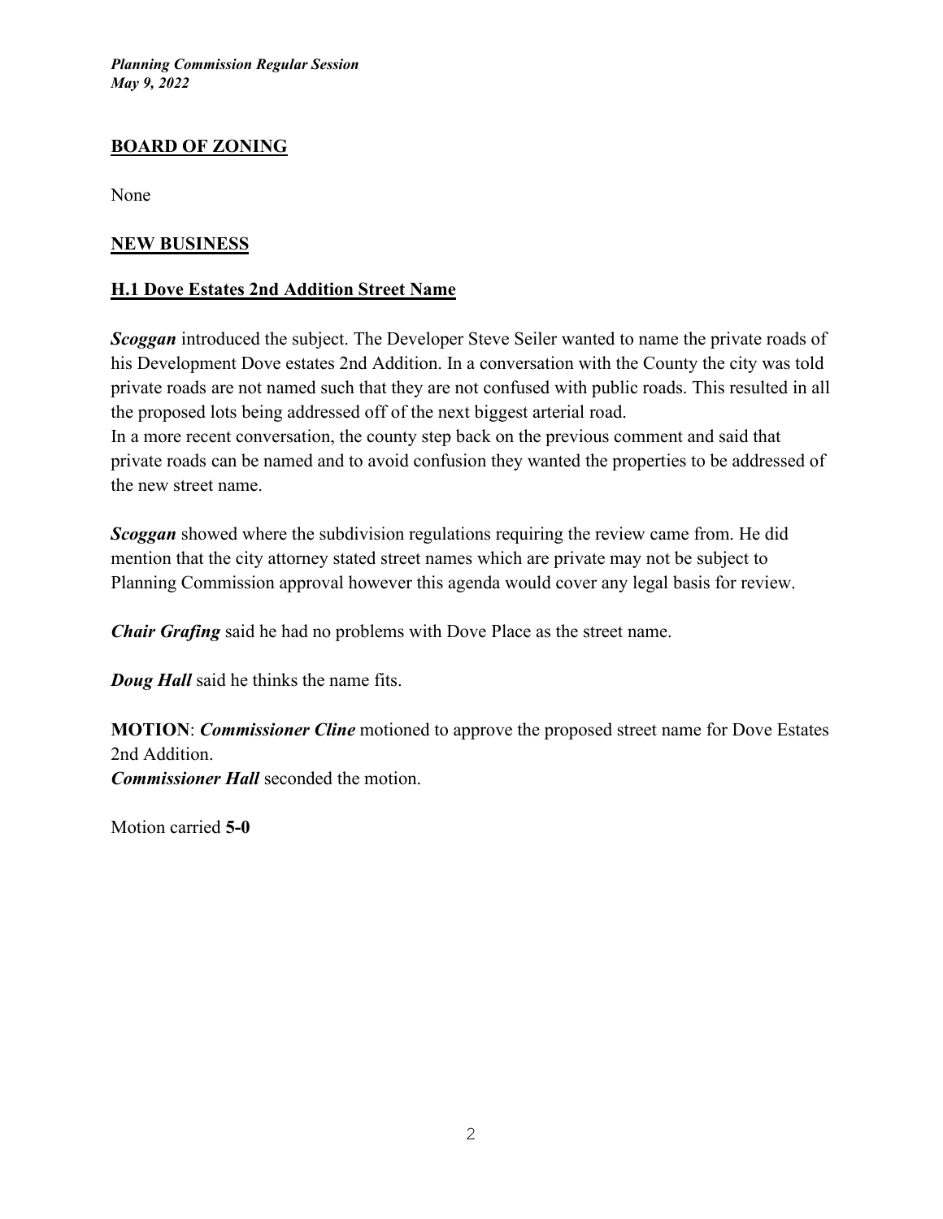## BOARD OF ZONING

None

## NEW BUSINESS

### H.1 Dove Estates 2nd Addition Street Name

***Scoggan*** introduced the subject. The Developer Steve Seiler wanted to name the private roads of his Development Dove estates 2nd Addition. In a conversation with the County the city was told private roads are not named such that they are not confused with public roads. This resulted in all the proposed lots being addressed off of the next biggest arterial road.
In a more recent conversation, the county step back on the previous comment and said that private roads can be named and to avoid confusion they wanted the properties to be addressed of the new street name.

***Scoggan*** showed where the subdivision regulations requiring the review came from. He did mention that the city attorney stated street names which are private may not be subject to Planning Commission approval however this agenda would cover any legal basis for review.

***Chair Grafing*** said he had no problems with Dove Place as the street name.

***Doug Hall*** said he thinks the name fits.

**MOTION**: ***Commissioner Cline*** motioned to approve the proposed street name for Dove Estates 2nd Addition.
***Commissioner Hall*** seconded the motion.

Motion carried **5-0**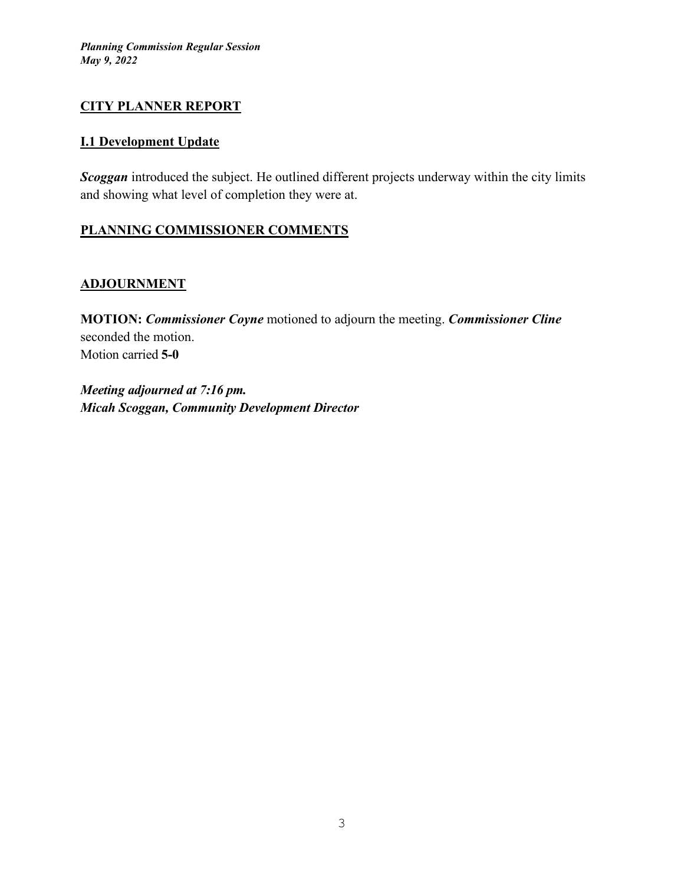## CITY PLANNER REPORT

### I.1 Development Update

***Scoggan*** introduced the subject. He outlined different projects underway within the city limits and showing what level of completion they were at.

## PLANNING COMMISSIONER COMMENTS

## ADJOURNMENT

**MOTION:** ***Commissioner Coyne*** motioned to adjourn the meeting. ***Commissioner Cline*** seconded the motion.
Motion carried **5-0**

***Meeting adjourned at 7:16 pm.***
***Micah Scoggan, Community Development Director***